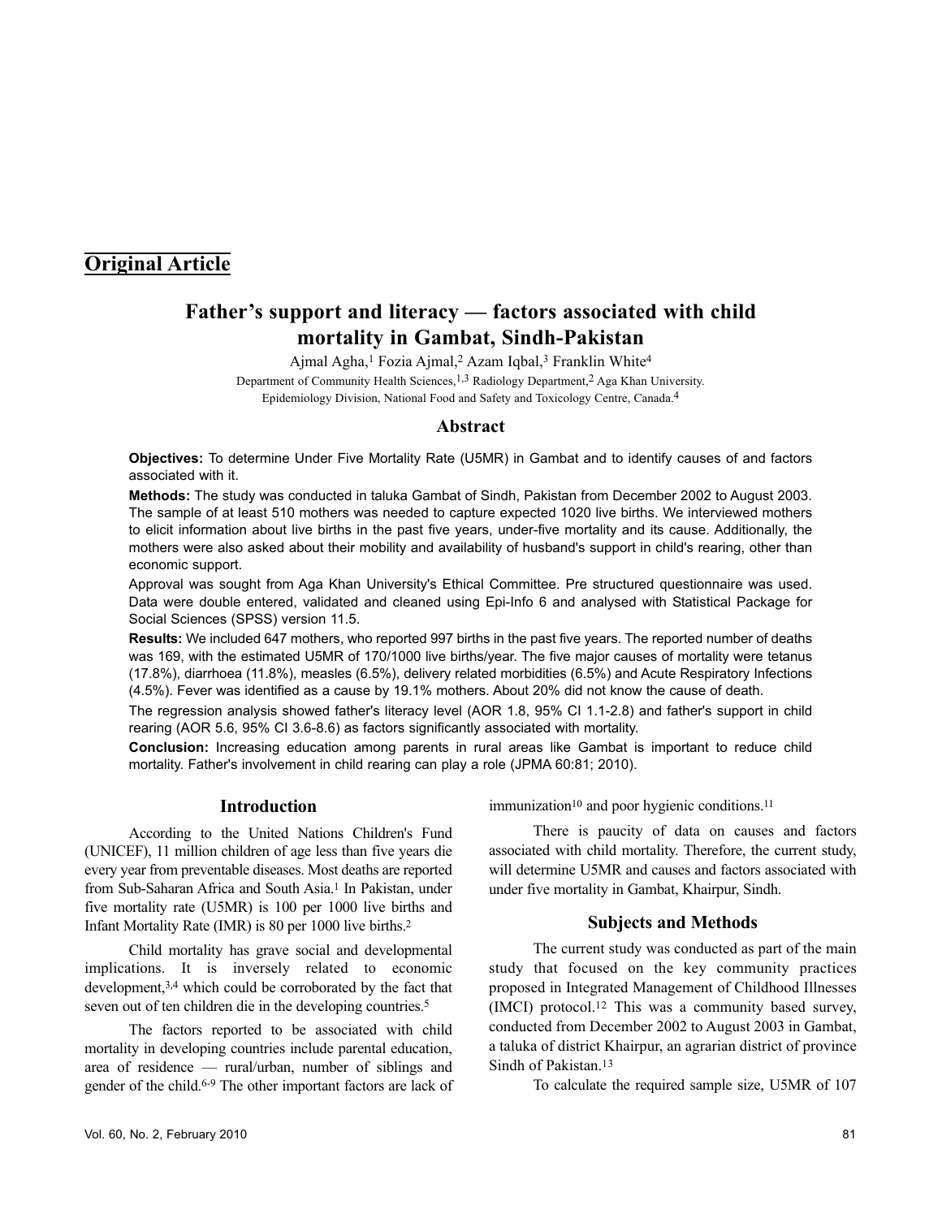## Original Article

# Father's support and literacy — factors associated with child mortality in Gambat, Sindh-Pakistan

Ajmal Agha,[1] Fozia Ajmal,[2] Azam Iqbal,[3] Franklin White[4]

Department of Community Health Sciences,[1,3] Radiology Department,[2] Aga Khan University.
Epidemiology Division, National Food and Safety and Toxicology Centre, Canada.[4]

## Abstract

**Objectives:** To determine Under Five Mortality Rate (U5MR) in Gambat and to identify causes of and factors associated with it.

**Methods:** The study was conducted in taluka Gambat of Sindh, Pakistan from December 2002 to August 2003. The sample of at least 510 mothers was needed to capture expected 1020 live births. We interviewed mothers to elicit information about live births in the past five years, under-five mortality and its cause. Additionally, the mothers were also asked about their mobility and availability of husband's support in child's rearing, other than economic support.

Approval was sought from Aga Khan University's Ethical Committee. Pre structured questionnaire was used. Data were double entered, validated and cleaned using Epi-Info 6 and analysed with Statistical Package for Social Sciences (SPSS) version 11.5.

**Results:** We included 647 mothers, who reported 997 births in the past five years. The reported number of deaths was 169, with the estimated U5MR of 170/1000 live births/year. The five major causes of mortality were tetanus (17.8%), diarrhoea (11.8%), measles (6.5%), delivery related morbidities (6.5%) and Acute Respiratory Infections (4.5%). Fever was identified as a cause by 19.1% mothers. About 20% did not know the cause of death.

The regression analysis showed father's literacy level (AOR 1.8, 95% CI 1.1-2.8) and father's support in child rearing (AOR 5.6, 95% CI 3.6-8.6) as factors significantly associated with mortality.

**Conclusion:** Increasing education among parents in rural areas like Gambat is important to reduce child mortality. Father's involvement in child rearing can play a role (JPMA 60:81; 2010).

## Introduction

According to the United Nations Children's Fund (UNICEF), 11 million children of age less than five years die every year from preventable diseases. Most deaths are reported from Sub-Saharan Africa and South Asia.[1] In Pakistan, under five mortality rate (U5MR) is 100 per 1000 live births and Infant Mortality Rate (IMR) is 80 per 1000 live births.[2]

Child mortality has grave social and developmental implications. It is inversely related to economic development,[3,4] which could be corroborated by the fact that seven out of ten children die in the developing countries.[5]

The factors reported to be associated with child mortality in developing countries include parental education, area of residence — rural/urban, number of siblings and gender of the child.[6-9] The other important factors are lack of immunization[10] and poor hygienic conditions.[11]

There is paucity of data on causes and factors associated with child mortality. Therefore, the current study, will determine U5MR and causes and factors associated with under five mortality in Gambat, Khairpur, Sindh.

## Subjects and Methods

The current study was conducted as part of the main study that focused on the key community practices proposed in Integrated Management of Childhood Illnesses (IMCI) protocol.[12] This was a community based survey, conducted from December 2002 to August 2003 in Gambat, a taluka of district Khairpur, an agrarian district of province Sindh of Pakistan.[13]

To calculate the required sample size, U5MR of 107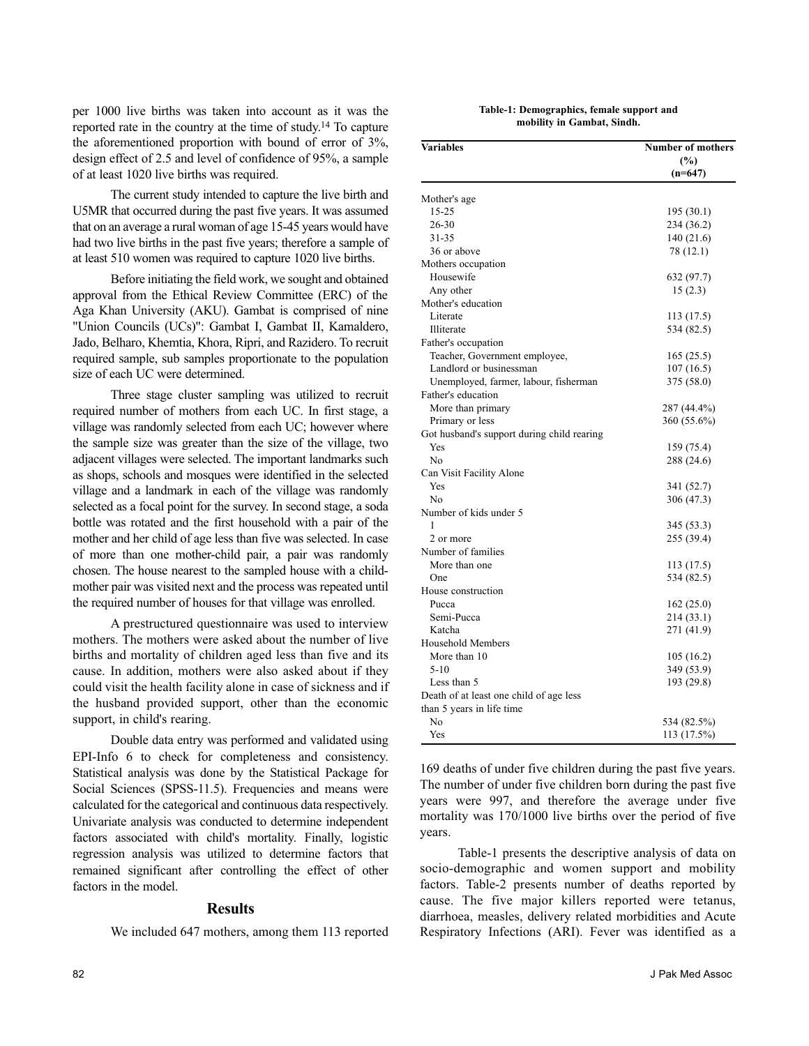per 1000 live births was taken into account as it was the reported rate in the country at the time of study.[14] To capture the aforementioned proportion with bound of error of 3%, design effect of 2.5 and level of confidence of 95%, a sample of at least 1020 live births was required.

The current study intended to capture the live birth and U5MR that occurred during the past five years. It was assumed that on an average a rural woman of age 15-45 years would have had two live births in the past five years; therefore a sample of at least 510 women was required to capture 1020 live births.

Before initiating the field work, we sought and obtained approval from the Ethical Review Committee (ERC) of the Aga Khan University (AKU). Gambat is comprised of nine "Union Councils (UCs)": Gambat I, Gambat II, Kamaldero, Jado, Belharo, Khemtia, Khora, Ripri, and Razidero. To recruit required sample, sub samples proportionate to the population size of each UC were determined.

Three stage cluster sampling was utilized to recruit required number of mothers from each UC. In first stage, a village was randomly selected from each UC; however where the sample size was greater than the size of the village, two adjacent villages were selected. The important landmarks such as shops, schools and mosques were identified in the selected village and a landmark in each of the village was randomly selected as a focal point for the survey. In second stage, a soda bottle was rotated and the first household with a pair of the mother and her child of age less than five was selected. In case of more than one mother-child pair, a pair was randomly chosen. The house nearest to the sampled house with a child-mother pair was visited next and the process was repeated until the required number of houses for that village was enrolled.

A prestructured questionnaire was used to interview mothers. The mothers were asked about the number of live births and mortality of children aged less than five and its cause. In addition, mothers were also asked about if they could visit the health facility alone in case of sickness and if the husband provided support, other than the economic support, in child's rearing.

Double data entry was performed and validated using EPI-Info 6 to check for completeness and consistency. Statistical analysis was done by the Statistical Package for Social Sciences (SPSS-11.5). Frequencies and means were calculated for the categorical and continuous data respectively. Univariate analysis was conducted to determine independent factors associated with child's mortality. Finally, logistic regression analysis was utilized to determine factors that remained significant after controlling the effect of other factors in the model.

## Results

We included 647 mothers, among them 113 reported 169 deaths of under five children during the past five years. The number of under five children born during the past five years were 997, and therefore the average under five mortality was 170/1000 live births over the period of five years.

Table-1 presents the descriptive analysis of data on socio-demographic and women support and mobility factors. Table-2 presents number of deaths reported by cause. The five major killers reported were tetanus, diarrhoea, measles, delivery related morbidities and Acute Respiratory Infections (ARI). Fever was identified as a

**Table-1: Demographics, female support and mobility in Gambat, Sindh.**

| Variables | Number of mothers (%) (n=647) |
|---|---|
| Mother's age | |
| 15-25 | 195 (30.1) |
| 26-30 | 234 (36.2) |
| 31-35 | 140 (21.6) |
| 36 or above | 78 (12.1) |
| Mothers occupation | |
| Housewife | 632 (97.7) |
| Any other | 15 (2.3) |
| Mother's education | |
| Literate | 113 (17.5) |
| Illiterate | 534 (82.5) |
| Father's occupation | |
| Teacher, Government employee, | 165 (25.5) |
| Landlord or businessman | 107 (16.5) |
| Unemployed, farmer, labour, fisherman | 375 (58.0) |
| Father's education | |
| More than primary | 287 (44.4%) |
| Primary or less | 360 (55.6%) |
| Got husband's support during child rearing | |
| Yes | 159 (75.4) |
| No | 288 (24.6) |
| Can Visit Facility Alone | |
| Yes | 341 (52.7) |
| No | 306 (47.3) |
| Number of kids under 5 | |
| 1 | 345 (53.3) |
| 2 or more | 255 (39.4) |
| Number of families | |
| More than one | 113 (17.5) |
| One | 534 (82.5) |
| House construction | |
| Pucca | 162 (25.0) |
| Semi-Pucca | 214 (33.1) |
| Katcha | 271 (41.9) |
| Household Members | |
| More than 10 | 105 (16.2) |
| 5-10 | 349 (53.9) |
| Less than 5 | 193 (29.8) |
| Death of at least one child of age less than 5 years in life time | |
| No | 534 (82.5%) |
| Yes | 113 (17.5%) |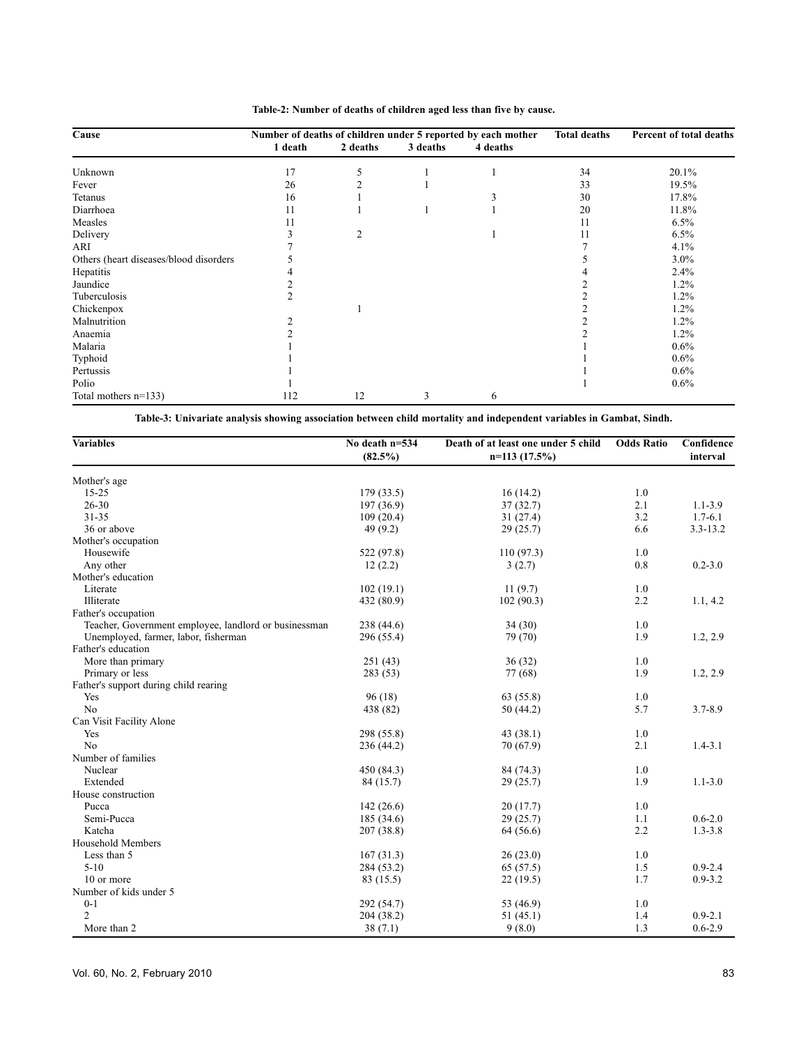**Table-2: Number of deaths of children aged less than five by cause.**

| Cause | Number of deaths of children under 5 reported by each mother | | | | Total deaths | Percent of total deaths |
|---|---|---|---|---|---|---|
| | 1 death | 2 deaths | 3 deaths | 4 deaths | | |
| Unknown | 17 | 5 | 1 | 1 | 34 | 20.1% |
| Fever | 26 | 2 | 1 | | 33 | 19.5% |
| Tetanus | 16 | 1 | | 3 | 30 | 17.8% |
| Diarrhoea | 11 | 1 | 1 | 1 | 20 | 11.8% |
| Measles | 11 | | | | 11 | 6.5% |
| Delivery | 3 | 2 | | 1 | 11 | 6.5% |
| ARI | 7 | | | | 7 | 4.1% |
| Others (heart diseases/blood disorders | 5 | | | | 5 | 3.0% |
| Hepatitis | 4 | | | | 4 | 2.4% |
| Jaundice | 2 | | | | 2 | 1.2% |
| Tuberculosis | 2 | | | | 2 | 1.2% |
| Chickenpox | | 1 | | | 2 | 1.2% |
| Malnutrition | 2 | | | | 2 | 1.2% |
| Anaemia | 2 | | | | 2 | 1.2% |
| Malaria | 1 | | | | 1 | 0.6% |
| Typhoid | 1 | | | | 1 | 0.6% |
| Pertussis | 1 | | | | 1 | 0.6% |
| Polio | 1 | | | | 1 | 0.6% |
| Total mothers n=133) | 112 | 12 | 3 | 6 | | |

**Table-3: Univariate analysis showing association between child mortality and independent variables in Gambat, Sindh.**

| Variables | No death n=534 (82.5%) | Death of at least one under 5 child n=113 (17.5%) | Odds Ratio | Confidence interval |
|---|---|---|---|---|
| Mother's age | | | | |
| 15-25 | 179 (33.5) | 16 (14.2) | 1.0 | |
| 26-30 | 197 (36.9) | 37 (32.7) | 2.1 | 1.1-3.9 |
| 31-35 | 109 (20.4) | 31 (27.4) | 3.2 | 1.7-6.1 |
| 36 or above | 49 (9.2) | 29 (25.7) | 6.6 | 3.3-13.2 |
| Mother's occupation | | | | |
| Housewife | 522 (97.8) | 110 (97.3) | 1.0 | |
| Any other | 12 (2.2) | 3 (2.7) | 0.8 | 0.2-3.0 |
| Mother's education | | | | |
| Literate | 102 (19.1) | 11 (9.7) | 1.0 | |
| Illiterate | 432 (80.9) | 102 (90.3) | 2.2 | 1.1, 4.2 |
| Father's occupation | | | | |
| Teacher, Government employee, landlord or businessman | 238 (44.6) | 34 (30) | 1.0 | |
| Unemployed, farmer, labor, fisherman | 296 (55.4) | 79 (70) | 1.9 | 1.2, 2.9 |
| Father's education | | | | |
| More than primary | 251 (43) | 36 (32) | 1.0 | |
| Primary or less | 283 (53) | 77 (68) | 1.9 | 1.2, 2.9 |
| Father's support during child rearing | | | | |
| Yes | 96 (18) | 63 (55.8) | 1.0 | |
| No | 438 (82) | 50 (44.2) | 5.7 | 3.7-8.9 |
| Can Visit Facility Alone | | | | |
| Yes | 298 (55.8) | 43 (38.1) | 1.0 | |
| No | 236 (44.2) | 70 (67.9) | 2.1 | 1.4-3.1 |
| Number of families | | | | |
| Nuclear | 450 (84.3) | 84 (74.3) | 1.0 | |
| Extended | 84 (15.7) | 29 (25.7) | 1.9 | 1.1-3.0 |
| House construction | | | | |
| Pucca | 142 (26.6) | 20 (17.7) | 1.0 | |
| Semi-Pucca | 185 (34.6) | 29 (25.7) | 1.1 | 0.6-2.0 |
| Katcha | 207 (38.8) | 64 (56.6) | 2.2 | 1.3-3.8 |
| Household Members | | | | |
| Less than 5 | 167 (31.3) | 26 (23.0) | 1.0 | |
| 5-10 | 284 (53.2) | 65 (57.5) | 1.5 | 0.9-2.4 |
| 10 or more | 83 (15.5) | 22 (19.5) | 1.7 | 0.9-3.2 |
| Number of kids under 5 | | | | |
| 0-1 | 292 (54.7) | 53 (46.9) | 1.0 | |
| 2 | 204 (38.2) | 51 (45.1) | 1.4 | 0.9-2.1 |
| More than 2 | 38 (7.1) | 9 (8.0) | 1.3 | 0.6-2.9 |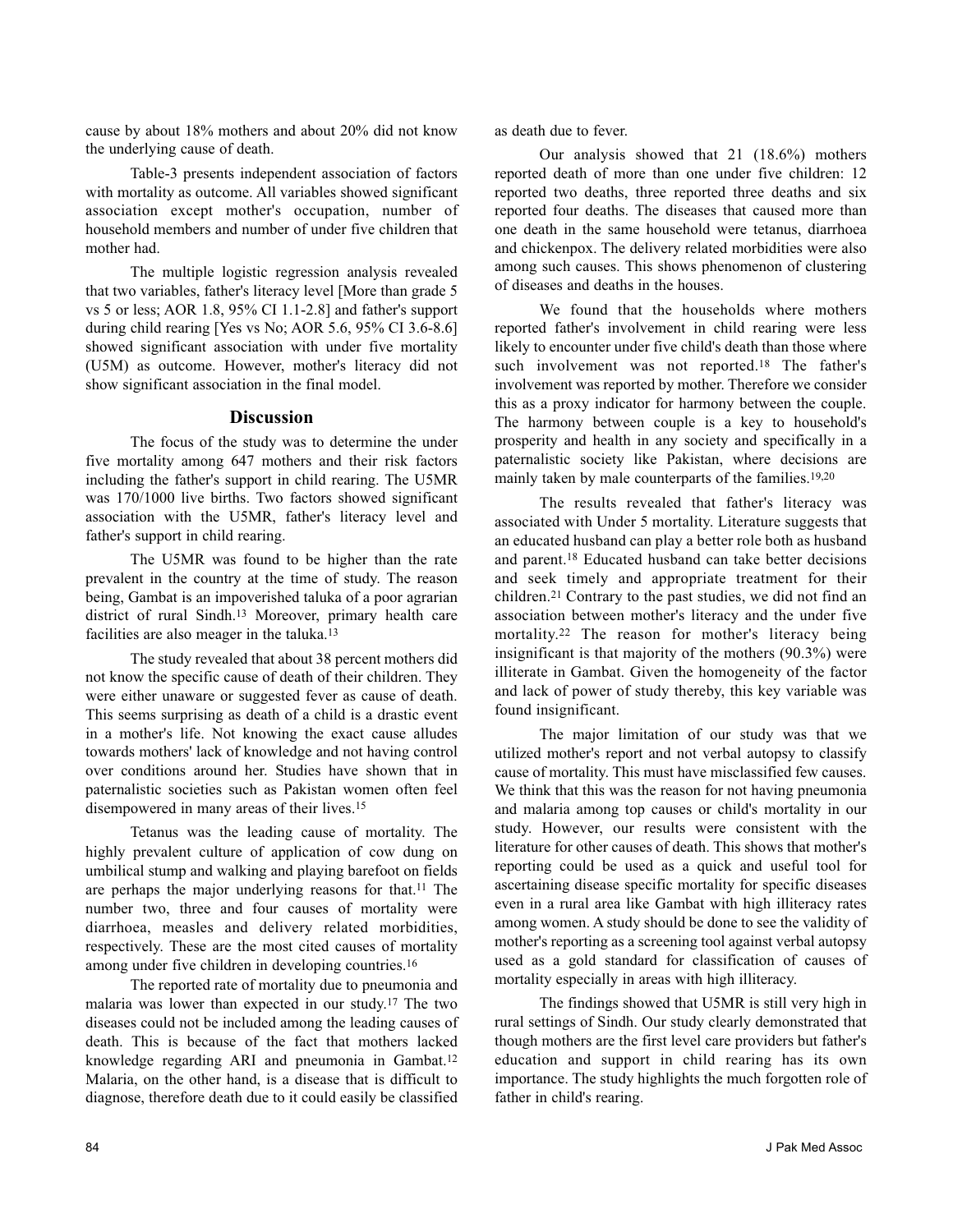cause by about 18% mothers and about 20% did not know the underlying cause of death.

Table-3 presents independent association of factors with mortality as outcome. All variables showed significant association except mother's occupation, number of household members and number of under five children that mother had.

The multiple logistic regression analysis revealed that two variables, father's literacy level [More than grade 5 vs 5 or less; AOR 1.8, 95% CI 1.1-2.8] and father's support during child rearing [Yes vs No; AOR 5.6, 95% CI 3.6-8.6] showed significant association with under five mortality (U5M) as outcome. However, mother's literacy did not show significant association in the final model.

## Discussion

The focus of the study was to determine the under five mortality among 647 mothers and their risk factors including the father's support in child rearing. The U5MR was 170/1000 live births. Two factors showed significant association with the U5MR, father's literacy level and father's support in child rearing.

The U5MR was found to be higher than the rate prevalent in the country at the time of study. The reason being, Gambat is an impoverished taluka of a poor agrarian district of rural Sindh.[13] Moreover, primary health care facilities are also meager in the taluka.[13]

The study revealed that about 38 percent mothers did not know the specific cause of death of their children. They were either unaware or suggested fever as cause of death. This seems surprising as death of a child is a drastic event in a mother's life. Not knowing the exact cause alludes towards mothers' lack of knowledge and not having control over conditions around her. Studies have shown that in paternalistic societies such as Pakistan women often feel disempowered in many areas of their lives.[15]

Tetanus was the leading cause of mortality. The highly prevalent culture of application of cow dung on umbilical stump and walking and playing barefoot on fields are perhaps the major underlying reasons for that.[11] The number two, three and four causes of mortality were diarrhoea, measles and delivery related morbidities, respectively. These are the most cited causes of mortality among under five children in developing countries.[16]

The reported rate of mortality due to pneumonia and malaria was lower than expected in our study.[17] The two diseases could not be included among the leading causes of death. This is because of the fact that mothers lacked knowledge regarding ARI and pneumonia in Gambat.[12] Malaria, on the other hand, is a disease that is difficult to diagnose, therefore death due to it could easily be classified as death due to fever.

Our analysis showed that 21 (18.6%) mothers reported death of more than one under five children: 12 reported two deaths, three reported three deaths and six reported four deaths. The diseases that caused more than one death in the same household were tetanus, diarrhoea and chickenpox. The delivery related morbidities were also among such causes. This shows phenomenon of clustering of diseases and deaths in the houses.

We found that the households where mothers reported father's involvement in child rearing were less likely to encounter under five child's death than those where such involvement was not reported.[18] The father's involvement was reported by mother. Therefore we consider this as a proxy indicator for harmony between the couple. The harmony between couple is a key to household's prosperity and health in any society and specifically in a paternalistic society like Pakistan, where decisions are mainly taken by male counterparts of the families.[19,20]

The results revealed that father's literacy was associated with Under 5 mortality. Literature suggests that an educated husband can play a better role both as husband and parent.[18] Educated husband can take better decisions and seek timely and appropriate treatment for their children.[21] Contrary to the past studies, we did not find an association between mother's literacy and the under five mortality.[22] The reason for mother's literacy being insignificant is that majority of the mothers (90.3%) were illiterate in Gambat. Given the homogeneity of the factor and lack of power of study thereby, this key variable was found insignificant.

The major limitation of our study was that we utilized mother's report and not verbal autopsy to classify cause of mortality. This must have misclassified few causes. We think that this was the reason for not having pneumonia and malaria among top causes or child's mortality in our study. However, our results were consistent with the literature for other causes of death. This shows that mother's reporting could be used as a quick and useful tool for ascertaining disease specific mortality for specific diseases even in a rural area like Gambat with high illiteracy rates among women. A study should be done to see the validity of mother's reporting as a screening tool against verbal autopsy used as a gold standard for classification of causes of mortality especially in areas with high illiteracy.

The findings showed that U5MR is still very high in rural settings of Sindh. Our study clearly demonstrated that though mothers are the first level care providers but father's education and support in child rearing has its own importance. The study highlights the much forgotten role of father in child's rearing.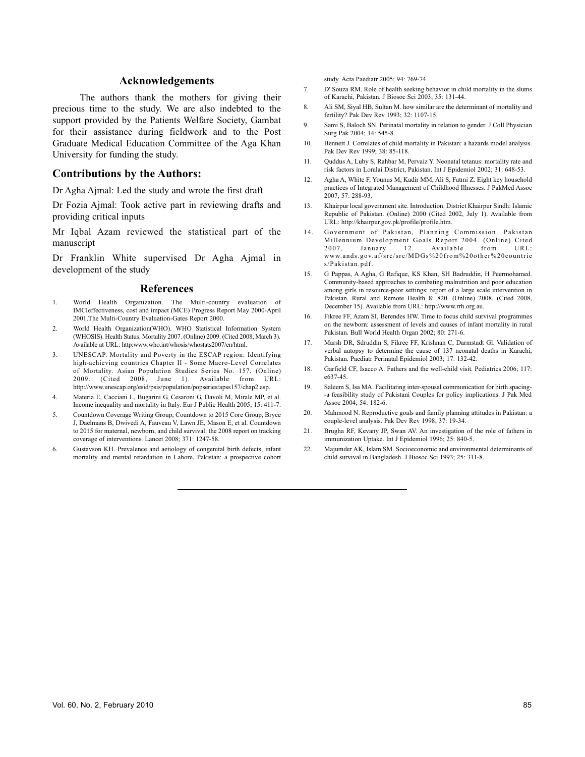## Acknowledgements

The authors thank the mothers for giving their precious time to the study. We are also indebted to the support provided by the Patients Welfare Society, Gambat for their assistance during fieldwork and to the Post Graduate Medical Education Committee of the Aga Khan University for funding the study.

## Contributions by the Authors:

Dr Agha Ajmal: Led the study and wrote the first draft

Dr Fozia Ajmal: Took active part in reviewing drafts and providing critical inputs

Mr Iqbal Azam reviewed the statistical part of the manuscript

Dr Franklin White supervised Dr Agha Ajmal in development of the study

## References

1. World Health Organization. The Multi-country evaluation of IMCIeffectiveness, cost and impact (MCE) Progress Report May 2000-April 2001.The Multi-Country Evaluation-Gates Report 2000.
2. World Health Organization(WHO). WHO Statistical Information System (WHOSIS). Health Status: Mortality 2007. (Online) 2009. (Cited 2008, March 3). Available at URL: http:www.who.int/whosis/whostats2007/en/html.
3. UNESCAP. Mortality and Poverty in the ESCAP region: Identifying high-achieving countries Chapter II - Some Macro-Level Correlates of Mortality. Asian Population Studies Series No. 157. (Online) 2009. (Cited 2008, June 1). Available from URL: http://www.unescap.org/esid/psis/population/popseries/apss157/chap2.asp.
4. Materia E, Cacciani L, Bugarini G, Cesaroni G, Davoli M, Mirale MP, et al. Income inequality and mortality in Italy. Eur J Public Health 2005; 15: 411-7.
5. Countdown Coverage Writing Group; Countdown to 2015 Core Group, Bryce J, Daelmans B, Dwivedi A, Fauveau V, Lawn JE, Mason E, et al. Countdown to 2015 for maternal, newborn, and child survival: the 2008 report on tracking coverage of interventions. Lancet 2008; 371: 1247-58.
6. Gustavson KH. Prevalence and aetiology of congenital birth defects, infant mortality and mental retardation in Lahore, Pakistan: a prospective cohort study. Acta Paediatr 2005; 94: 769-74.
7. D' Souza RM. Role of health seeking behavior in child mortality in the slums of Karachi, Pakistan. J Biosoc Sci 2003; 35: 131-44.
8. Ali SM, Siyal HB, Sultan M. how similar are the determinant of mortality and fertility? Pak Dev Rev 1993; 32: 1107-15.
9. Sami S, Baloch SN. Perinatal mortality in relation to gender. J Coll Physician Surg Pak 2004; 14: 545-8.
10. Bennett J. Correlates of child mortality in Pakistan: a hazards model analysis. Pak Dev Rev 1999; 38: 85-118.
11. Quddus A, Luby S, Rahbar M, Pervaiz Y. Neonatal tetanus: mortality rate and risk factors in Loralai District, Pakistan. Int J Epidemiol 2002; 31: 648-53.
12. Agha A, White F, Younus M, Kadir MM, Ali S, Fatmi Z. Eight key household practices of Integrated Management of Childhood Illnesses. J PakMed Assoc 2007; 57: 288-93.
13. Khairpur local government site. Introduction. District Khairpur Sindh: Islamic Republic of Pakistan. (Online) 2000 (Cited 2002, July 1). Available from URL: http://khairpur.gov.pk/profile/profile.htm.
14. Government of Pakistan, Planning Commission. Pakistan Millennium Development Goals Report 2004. (Online) Cited 2007, January 12. Available from URL: www.ands.gov.af/src/src/MDGs%20from%20other%20countries/Pakistan.pdf.
15. G Pappas, A Agha, G Rafique, KS Khan, SH Badruddin, H Peermohamed. Community-based approaches to combating malnutrition and poor education among girls in resource-poor settings: report of a large scale intervention in Pakistan. Rural and Remote Health 8: 820. (Online) 2008. (Cited 2008, December 15). Available from URL: http://www.rrh.org.au.
16. Fikree FF, Azam SI, Berendes HW. Time to focus child survival programmes on the newborn: assessment of levels and causes of infant mortality in rural Pakistan. Bull World Health Organ 2002; 80: 271-6.
17. Marsh DR, Sdruddin S, Fikree FF, Krishnan C, Darmstadt Gl. Validation of verbal autopsy to determine the cause of 137 neonatal deaths in Karachi, Pakistan. Paediatr Perinatal Epidemiol 2003; 17: 132-42.
18. Garfield CF, Isacco A. Fathers and the well-child visit. Pediatrics 2006; 117: e637-45.
19. Saleem S, Isa MA. Facilitating inter-spousal communication for birth spacing--a feasibility study of Pakistani Couples for policy implications. J Pak Med Assoc 2004; 54: 182-6.
20. Mahmood N. Reproductive goals and family planning attitudes in Pakistan: a couple-level analysis. Pak Dev Rev 1998; 37: 19-34.
21. Brugha RF, Kevany JP, Swan AV. An investigation of the role of fathers in immunization Uptake. Int J Epidemiol 1996; 25: 840-5.
22. Majumder AK, Islam SM. Socioeconomic and environmental determinants of child survival in Bangladesh. J Biosoc Sci 1993; 25: 311-8.